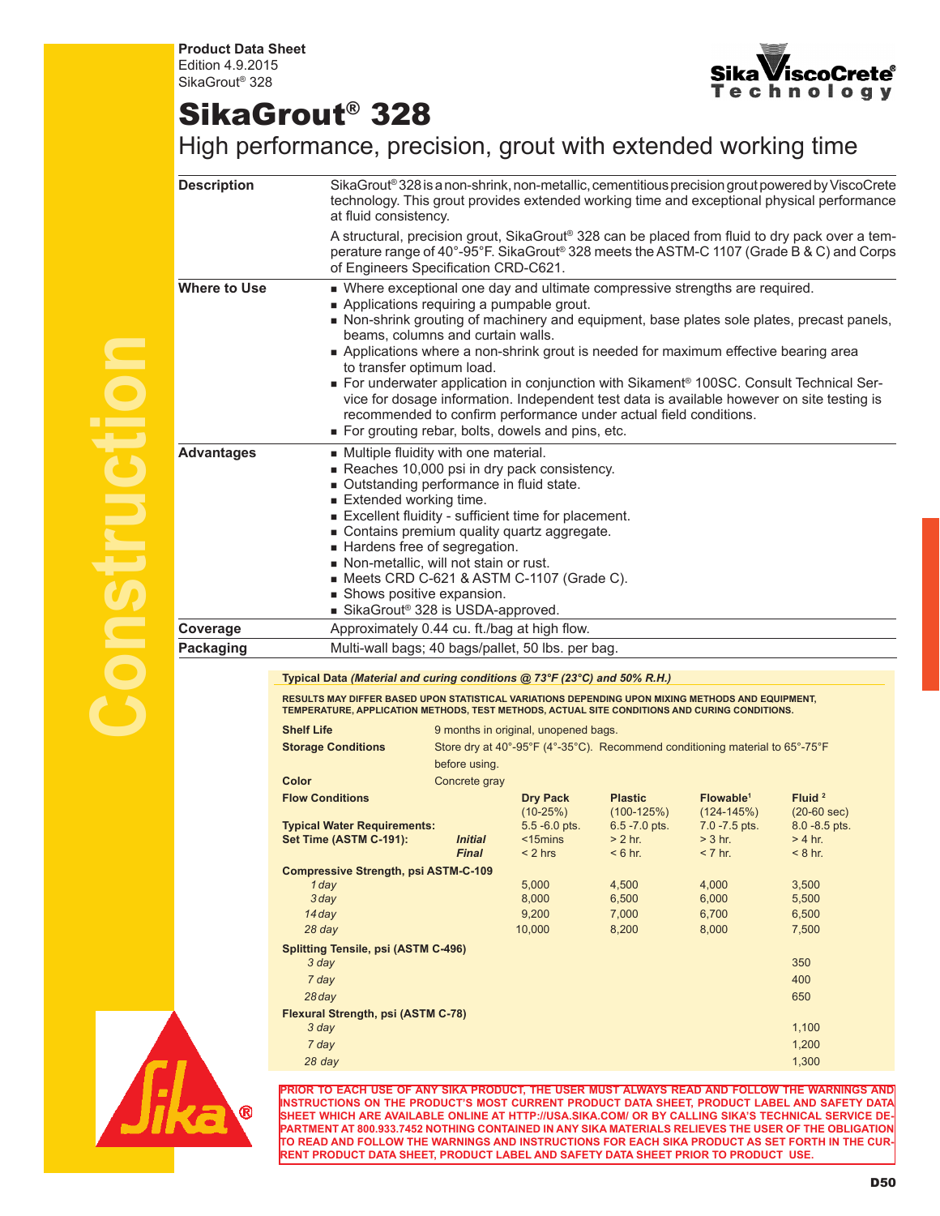**Product Data Sheet**
Edition 4.9.2015
SikaGrout® 328

# SikaGrout® 328

## High performance, precision, grout with extended working time

**Description**

SikaGrout® 328 is a non-shrink, non-metallic, cementitious precision grout powered by ViscoCrete technology. This grout provides extended working time and exceptional physical performance at fluid consistency.

A structural, precision grout, SikaGrout® 328 can be placed from fluid to dry pack over a temperature range of 40°-95°F. SikaGrout® 328 meets the ASTM-C 1107 (Grade B & C) and Corps of Engineers Specification CRD-C621.

**Where to Use**

- Where exceptional one day and ultimate compressive strengths are required.
- Applications requiring a pumpable grout.
- Non-shrink grouting of machinery and equipment, base plates sole plates, precast panels, beams, columns and curtain walls.
- Applications where a non-shrink grout is needed for maximum effective bearing area to transfer optimum load.
- For underwater application in conjunction with Sikament® 100SC. Consult Technical Service for dosage information. Independent test data is available however on site testing is recommended to confirm performance under actual field conditions.
- For grouting rebar, bolts, dowels and pins, etc.

**Advantages**

- Multiple fluidity with one material.
- Reaches 10,000 psi in dry pack consistency.
- Outstanding performance in fluid state.
- Extended working time.
- Excellent fluidity - sufficient time for placement.
- Contains premium quality quartz aggregate.
- Hardens free of segregation.
- Non-metallic, will not stain or rust.
- Meets CRD C-621 & ASTM C-1107 (Grade C).
- Shows positive expansion.
- SikaGrout® 328 is USDA-approved.

**Coverage**

Approximately 0.44 cu. ft./bag at high flow.

**Packaging**

Multi-wall bags; 40 bags/pallet, 50 lbs. per bag.

**Typical Data *(Material and curing conditions @ 73°F (23°C) and 50% R.H.)***

**RESULTS MAY DIFFER BASED UPON STATISTICAL VARIATIONS DEPENDING UPON MIXING METHODS AND EQUIPMENT, TEMPERATURE, APPLICATION METHODS, TEST METHODS, ACTUAL SITE CONDITIONS AND CURING CONDITIONS.**

**Shelf Life:** 9 months in original, unopened bags.

**Storage Conditions:** Store dry at 40°-95°F (4°-35°C). Recommend conditioning material to 65°-75°F before using.

**Color:** Concrete gray

| **Flow Conditions** | | **Dry Pack** (10-25%) | **Plastic** (100-125%) | **Flowable**[1] (124-145%) | **Fluid**[2] (20-60 sec) |
|---|---|---|---|---|---|
| **Typical Water Requirements:** | | 5.5 -6.0 pts. | 6.5 -7.0 pts. | 7.0 -7.5 pts. | 8.0 -8.5 pts. |
| **Set Time (ASTM C-191):** | ***Initial*** | <15mins | > 2 hr. | > 3 hr. | > 4 hr. |
| | ***Final*** | < 2 hrs | < 6 hr. | < 7 hr. | < 8 hr. |
| **Compressive Strength, psi ASTM-C-109** | | | | | |
| *1 day* | | 5,000 | 4,500 | 4,000 | 3,500 |
| *3 day* | | 8,000 | 6,500 | 6,000 | 5,500 |
| *14 day* | | 9,200 | 7,000 | 6,700 | 6,500 |
| *28 day* | | 10,000 | 8,200 | 8,000 | 7,500 |
| **Splitting Tensile, psi (ASTM C-496)** | | | | | |
| *3 day* | | | | | 350 |
| *7 day* | | | | | 400 |
| *28 day* | | | | | 650 |
| **Flexural Strength, psi (ASTM C-78)** | | | | | |
| *3 day* | | | | | 1,100 |
| *7 day* | | | | | 1,200 |
| *28 day* | | | | | 1,300 |

**PRIOR TO EACH USE OF ANY SIKA PRODUCT, THE USER MUST ALWAYS READ AND FOLLOW THE WARNINGS AND INSTRUCTIONS ON THE PRODUCT'S MOST CURRENT PRODUCT DATA SHEET, PRODUCT LABEL AND SAFETY DATA SHEET WHICH ARE AVAILABLE ONLINE AT HTTP://USA.SIKA.COM/ OR BY CALLING SIKA'S TECHNICAL SERVICE DEPARTMENT AT 800.933.7452 NOTHING CONTAINED IN ANY SIKA MATERIALS RELIEVES THE USER OF THE OBLIGATION TO READ AND FOLLOW THE WARNINGS AND INSTRUCTIONS FOR EACH SIKA PRODUCT AS SET FORTH IN THE CURRENT PRODUCT DATA SHEET, PRODUCT LABEL AND SAFETY DATA SHEET PRIOR TO PRODUCT USE.**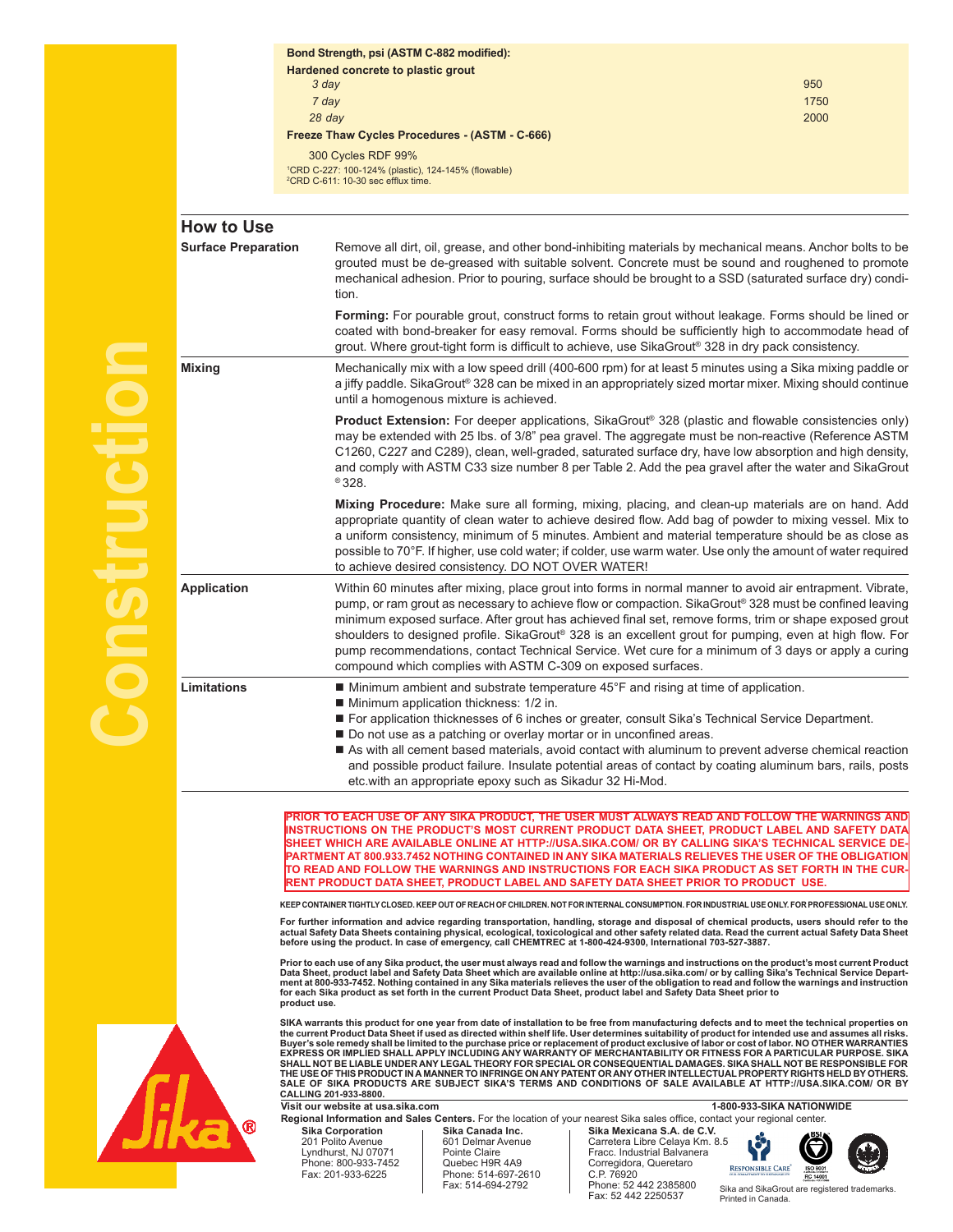| | |
|---|---|
| **Bond Strength, psi (ASTM C-882 modified):** | |
| **Hardened concrete to plastic grout** | |
| *3 day* | 950 |
| *7 day* | 1750 |
| *28 day* | 2000 |
| **Freeze Thaw Cycles Procedures - (ASTM - C-666)** | |
| 300 Cycles RDF 99% | |

[1]CRD C-227: 100-124% (plastic), 124-145% (flowable)
[2]CRD C-611: 10-30 sec efflux time.

## How to Use

**Surface Preparation**

Remove all dirt, oil, grease, and other bond-inhibiting materials by mechanical means. Anchor bolts to be grouted must be de-greased with suitable solvent. Concrete must be sound and roughened to promote mechanical adhesion. Prior to pouring, surface should be brought to a SSD (saturated surface dry) condition.

**Forming:** For pourable grout, construct forms to retain grout without leakage. Forms should be lined or coated with bond-breaker for easy removal. Forms should be sufficiently high to accommodate head of grout. Where grout-tight form is difficult to achieve, use SikaGrout® 328 in dry pack consistency.

**Mixing**

Mechanically mix with a low speed drill (400-600 rpm) for at least 5 minutes using a Sika mixing paddle or a jiffy paddle. SikaGrout® 328 can be mixed in an appropriately sized mortar mixer. Mixing should continue until a homogenous mixture is achieved.

**Product Extension:** For deeper applications, SikaGrout® 328 (plastic and flowable consistencies only) may be extended with 25 lbs. of 3/8" pea gravel. The aggregate must be non-reactive (Reference ASTM C1260, C227 and C289), clean, well-graded, saturated surface dry, have low absorption and high density, and comply with ASTM C33 size number 8 per Table 2. Add the pea gravel after the water and SikaGrout ® 328.

**Mixing Procedure:** Make sure all forming, mixing, placing, and clean-up materials are on hand. Add appropriate quantity of clean water to achieve desired flow. Add bag of powder to mixing vessel. Mix to a uniform consistency, minimum of 5 minutes. Ambient and material temperature should be as close as possible to 70°F. If higher, use cold water; if colder, use warm water. Use only the amount of water required to achieve desired consistency. DO NOT OVER WATER!

**Application**

Within 60 minutes after mixing, place grout into forms in normal manner to avoid air entrapment. Vibrate, pump, or ram grout as necessary to achieve flow or compaction. SikaGrout® 328 must be confined leaving minimum exposed surface. After grout has achieved final set, remove forms, trim or shape exposed grout shoulders to designed profile. SikaGrout® 328 is an excellent grout for pumping, even at high flow. For pump recommendations, contact Technical Service. Wet cure for a minimum of 3 days or apply a curing compound which complies with ASTM C-309 on exposed surfaces.

**Limitations**

- Minimum ambient and substrate temperature 45°F and rising at time of application.
- Minimum application thickness: 1/2 in.
- For application thicknesses of 6 inches or greater, consult Sika's Technical Service Department.
- Do not use as a patching or overlay mortar or in unconfined areas.
- As with all cement based materials, avoid contact with aluminum to prevent adverse chemical reaction and possible product failure. Insulate potential areas of contact by coating aluminum bars, rails, posts etc.with an appropriate epoxy such as Sikadur 32 Hi-Mod.

**PRIOR TO EACH USE OF ANY SIKA PRODUCT, THE USER MUST ALWAYS READ AND FOLLOW THE WARNINGS AND INSTRUCTIONS ON THE PRODUCT'S MOST CURRENT PRODUCT DATA SHEET, PRODUCT LABEL AND SAFETY DATA SHEET WHICH ARE AVAILABLE ONLINE AT HTTP://USA.SIKA.COM/ OR BY CALLING SIKA'S TECHNICAL SERVICE DEPARTMENT AT 800.933.7452 NOTHING CONTAINED IN ANY SIKA MATERIALS RELIEVES THE USER OF THE OBLIGATION TO READ AND FOLLOW THE WARNINGS AND INSTRUCTIONS FOR EACH SIKA PRODUCT AS SET FORTH IN THE CURRENT PRODUCT DATA SHEET, PRODUCT LABEL AND SAFETY DATA SHEET PRIOR TO PRODUCT USE.**

**KEEP CONTAINER TIGHTLY CLOSED. KEEP OUT OF REACH OF CHILDREN. NOT FOR INTERNAL CONSUMPTION. FOR INDUSTRIAL USE ONLY. FOR PROFESSIONAL USE ONLY.**

**For further information and advice regarding transportation, handling, storage and disposal of chemical products, users should refer to the actual Safety Data Sheets containing physical, ecological, toxicological and other safety related data. Read the current actual Safety Data Sheet before using the product. In case of emergency, call CHEMTREC at 1-800-424-9300, International 703-527-3887.**

**Prior to each use of any Sika product, the user must always read and follow the warnings and instructions on the product's most current Product Data Sheet, product label and Safety Data Sheet which are available online at http://usa.sika.com/ or by calling Sika's Technical Service Department at 800-933-7452. Nothing contained in any Sika materials relieves the user of the obligation to read and follow the warnings and instruction for each Sika product as set forth in the current Product Data Sheet, product label and Safety Data Sheet prior to product use.**

**SIKA warrants this product for one year from date of installation to be free from manufacturing defects and to meet the technical properties on the current Product Data Sheet if used as directed within shelf life. User determines suitability of product for intended use and assumes all risks. Buyer's sole remedy shall be limited to the purchase price or replacement of product exclusive of labor or cost of labor. NO OTHER WARRANTIES EXPRESS OR IMPLIED SHALL APPLY INCLUDING ANY WARRANTY OF MERCHANTABILITY OR FITNESS FOR A PARTICULAR PURPOSE. SIKA SHALL NOT BE LIABLE UNDER ANY LEGAL THEORY FOR SPECIAL OR CONSEQUENTIAL DAMAGES. SIKA SHALL NOT BE RESPONSIBLE FOR THE USE OF THIS PRODUCT IN A MANNER TO INFRINGE ON ANY PATENT OR ANY OTHER INTELLECTUAL PROPERTY RIGHTS HELD BY OTHERS. SALE OF SIKA PRODUCTS ARE SUBJECT SIKA'S TERMS AND CONDITIONS OF SALE AVAILABLE AT HTTP://USA.SIKA.COM/ OR BY CALLING 201-933-8800.**

**Visit our website at usa.sika.com** **1-800-933-SIKA NATIONWIDE**

**Regional Information and Sales Centers.** For the location of your nearest Sika sales office, contact your regional center.

**Sika Corporation**
201 Polito Avenue
Lyndhurst, NJ 07071
Phone: 800-933-7452
Fax: 201-933-6225

**Sika Canada Inc.**
601 Delmar Avenue
Pointe Claire
Quebec H9R 4A9
Phone: 514-697-2610
Fax: 514-694-2792

**Sika Mexicana S.A. de C.V.**
Carretera Libre Celaya Km. 8.5
Fracc. Industrial Balvanera
Corregidora, Queretaro
C.P. 76920
Phone: 52 442 2385800
Fax: 52 442 2250537

Sika and SikaGrout are registered trademarks.
Printed in Canada.